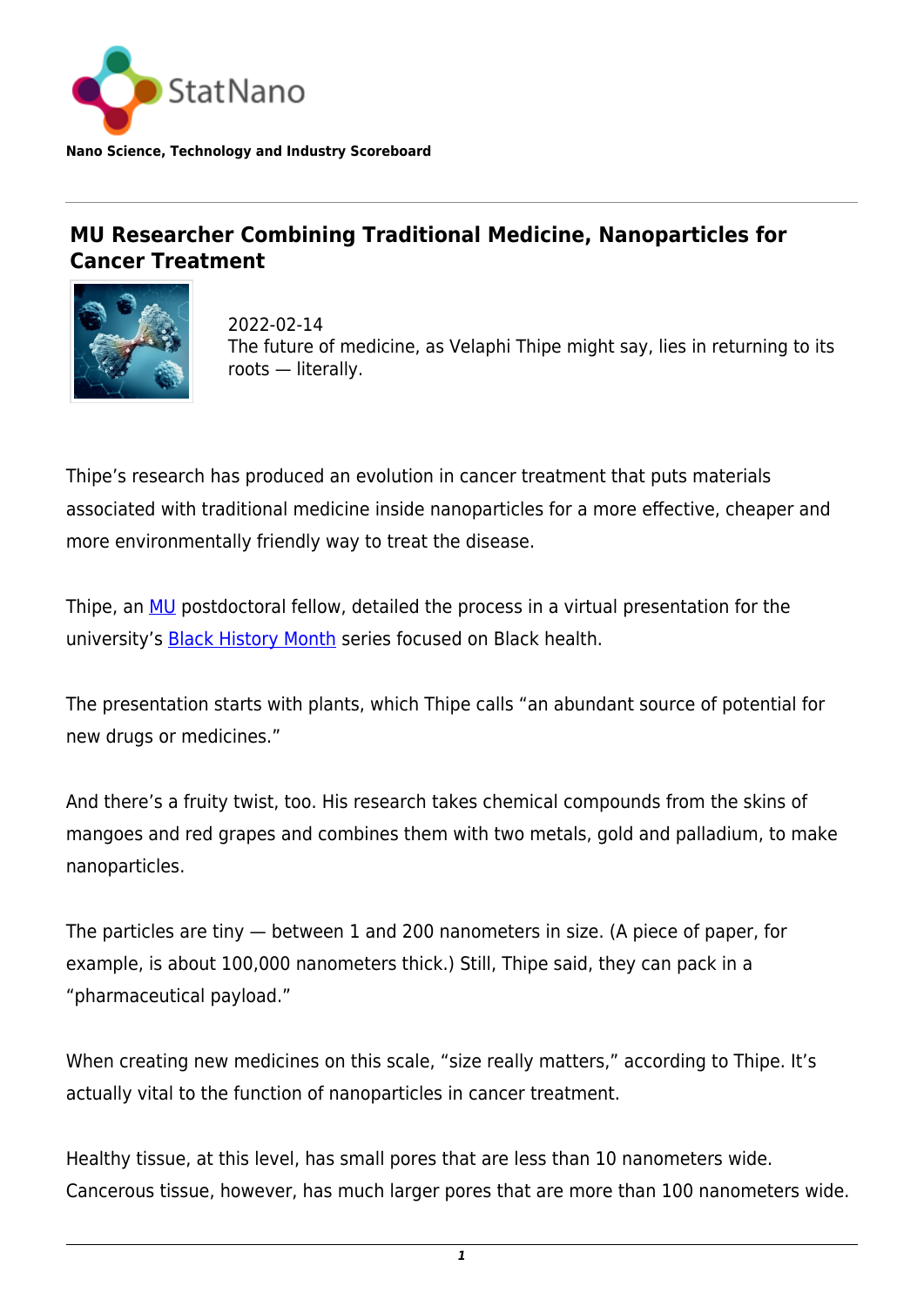StatNano

**Nano Science, Technology and Industry Scoreboard**

## MU Researcher Combining Traditional Medicine, Nanoparticles for Cancer Treatment

2022-02-14
The future of medicine, as Velaphi Thipe might say, lies in returning to its roots — literally.

Thipe's research has produced an evolution in cancer treatment that puts materials associated with traditional medicine inside nanoparticles for a more effective, cheaper and more environmentally friendly way to treat the disease.

Thipe, an MU postdoctoral fellow, detailed the process in a virtual presentation for the university's Black History Month series focused on Black health.

The presentation starts with plants, which Thipe calls "an abundant source of potential for new drugs or medicines."

And there's a fruity twist, too. His research takes chemical compounds from the skins of mangoes and red grapes and combines them with two metals, gold and palladium, to make nanoparticles.

The particles are tiny — between 1 and 200 nanometers in size. (A piece of paper, for example, is about 100,000 nanometers thick.) Still, Thipe said, they can pack in a "pharmaceutical payload."

When creating new medicines on this scale, "size really matters," according to Thipe. It's actually vital to the function of nanoparticles in cancer treatment.

Healthy tissue, at this level, has small pores that are less than 10 nanometers wide. Cancerous tissue, however, has much larger pores that are more than 100 nanometers wide.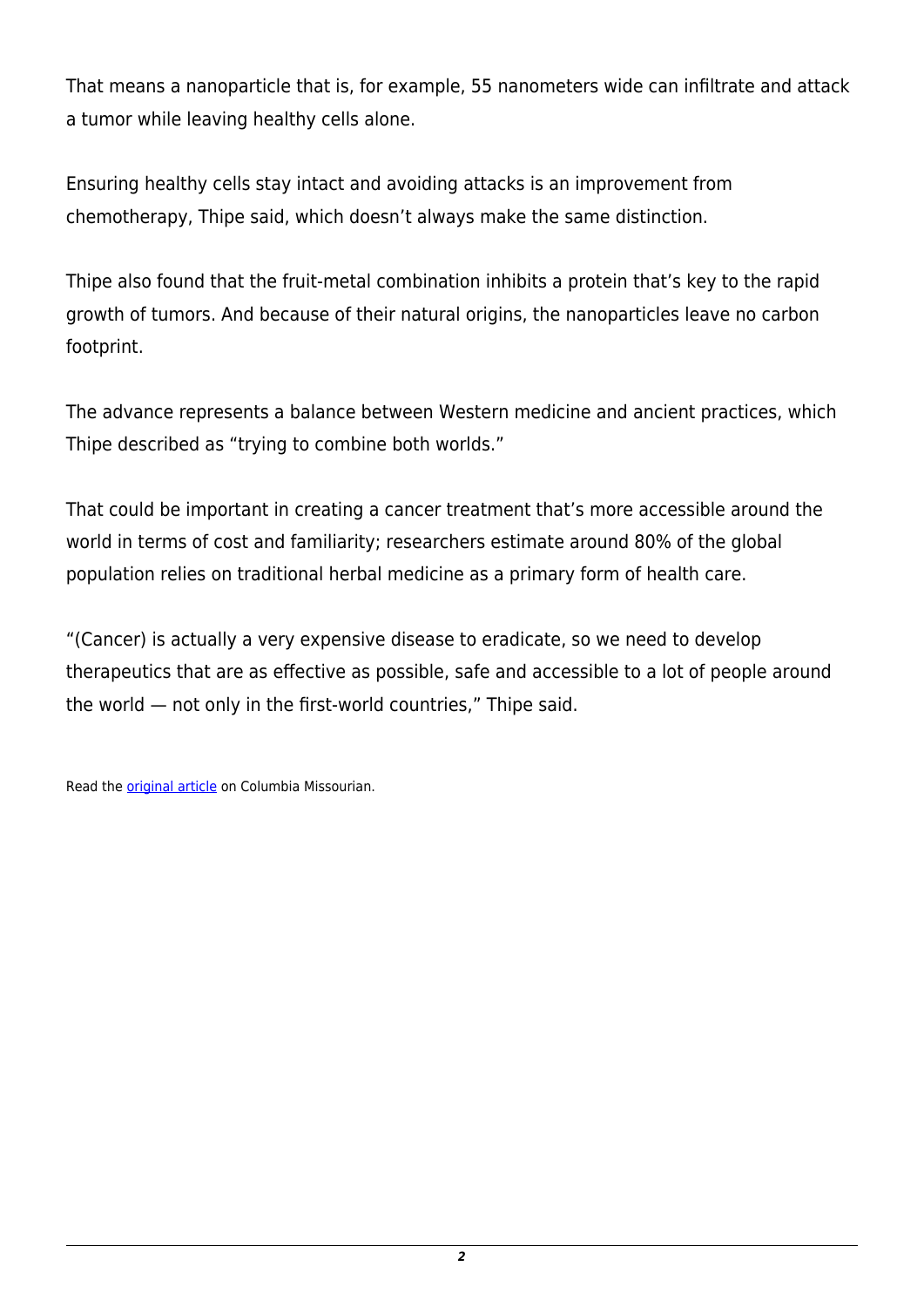That means a nanoparticle that is, for example, 55 nanometers wide can infiltrate and attack a tumor while leaving healthy cells alone.

Ensuring healthy cells stay intact and avoiding attacks is an improvement from chemotherapy, Thipe said, which doesn't always make the same distinction.

Thipe also found that the fruit-metal combination inhibits a protein that's key to the rapid growth of tumors. And because of their natural origins, the nanoparticles leave no carbon footprint.

The advance represents a balance between Western medicine and ancient practices, which Thipe described as "trying to combine both worlds."

That could be important in creating a cancer treatment that's more accessible around the world in terms of cost and familiarity; researchers estimate around 80% of the global population relies on traditional herbal medicine as a primary form of health care.

"(Cancer) is actually a very expensive disease to eradicate, so we need to develop therapeutics that are as effective as possible, safe and accessible to a lot of people around the world — not only in the first-world countries," Thipe said.

Read the original article on Columbia Missourian.